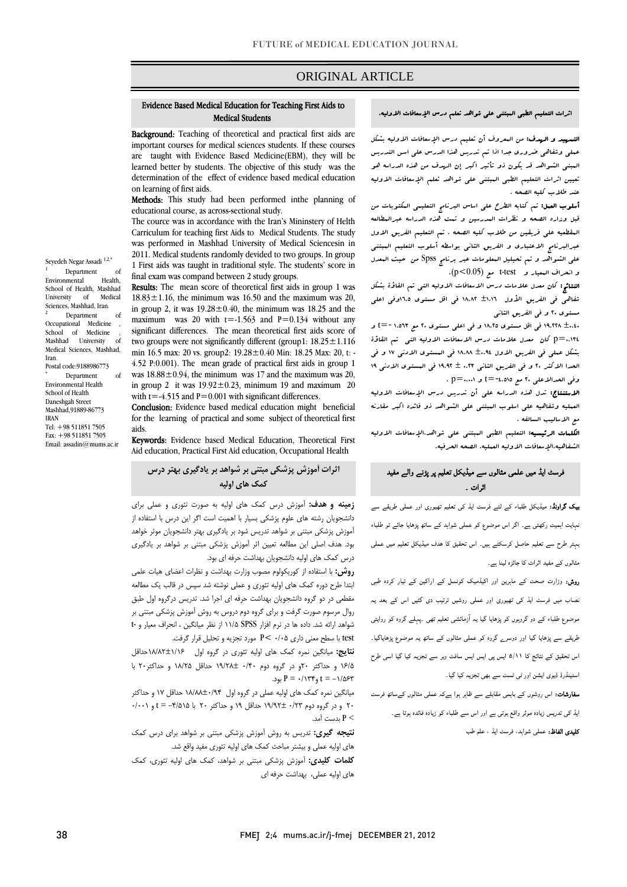ORIGINAL ARTICLE

## Evidence Based Medical Education for Teaching First Aids to Medical Students

Seyedeh Negar Assadi [1,2,*]

[1] Department of Environmental Health, School of Health, Mashhad University of Medical Sciences, Mashhad, Iran.
[2] Department of Occupational Medicine, School of Medicine, Mashhad University of Medical Sciences, Mashhad, Iran.
Postal code:9188986773
[*] Department of Environmental Health School of Health Daneshgah Street Mashhad,91889-86773 IRAN
Tel: +98 511851 7505
Fax: +98 511851 7505
Email: assadin@mums.ac.ir

**Background:** Teaching of theoretical and practical first aids are important courses for medical sciences students. If these courses are taught with Evidence Based Medicine(EBM), they will be learned better by students. The objective of this study was the determination of the effect of evidence based medical education on learning of first aids.

**Methods:** This study had been performed inthe planning of educational course, as across-sectional study.

The cource was in accordance with the Iran's Mininstery of Helth Carriculum for teaching first Aids to Medical Students. The study was performed in Mashhad University of Medical Sciencesin in 2011. Medical students randomly devided to two groups. In group 1 First aids was taught in traditional style. The students' score in final exam was compand between 2 study groups.

**Results:** The mean score of theoretical first aids in group 1 was 18.83±1.16, the minimum was 16.50 and the maximum was 20, in group 2, it was 19.28±0.40, the minimum was 18.25 and the maximum was 20 with t=-1.563 and P=0.134 without any significant differences. The mean theoretical first aids score of two groups were not significantly different (group1: 18.25±1.116 min 16.5 max: 20 vs. group2: 19.28±0.40 Min: 18.25 Max: 20, t: -4.52 P:0.001). The mean grade of practical first aids in group 1 was 18.88±0.94, the minimum was 17 and the maximum was 20, in group 2 it was 19.92±0.23, minimum 19 and maximum 20 with t=-4.515 and P=0.001 with significant differences.

**Conclusion:** Evidence based medical education might beneficial for the learning of practical and some subject of theoretical first aids.

**Keywords:** Evidence based Medical Education, Theoretical First Aid education, Practical First Aid education, Occupational Health

## اثرات التعليم الطبي المبتني على شواهد تعلم درس الإسعافات الاوليه.

**التمهيد و الهدف:** من المعروف أن تعليم درس الإسعافات الاوليه بشكل عملي ونظري ضروري جدا اذا تم تدريس هذا الدرس على اسس التدريس المبنى الشواهد قد يكون ذو تأثير اكبر إن الهدف من هذه الدراسه هو تعيين اثرات التعليم الطبي المبتني على شواهد تعلم الإسعافات الاوليه عند طلاب كليه الصحه .

**أسلوب العمل:** تم كتابه الطرح على اساس البرنامج التعليمي المكتوبات من قبل وزاره الصحه و نظرات المدرسين و تمت هذه الدراسه عبرالمطالعه المقطعيه على فريقين من طلاب كليه الصحه . تم التعليم الفريق الاول عبرالبرنامج الاعتيادى و الفريق الثاني بواسطه أسلوب التعليم المبتني على الشواهد و تم تحليل المعلومات عبر برنامج Spss من حيث المعدل و انحراف المعيار و t-test مع (p<0.05).

**النتائج:** كان معدل علامات درس الاسعافات الاوليه التى تم القاؤة بشكل شفاهي فى الفريق الأول ١.١٦± ١٨.٨٢ فى اقل مستوى ١٦.٥وفى اعلى مستوى ٢٠ و فى الفريق الثاني ١٩.٢٨± ٠.٤٠ فى اقل مستوى ١٨.٢٥ و فى اعلى مستوى ٢٠ مع ١.٥٦٣ -=t و p=٠.١٣٤ كان معدل علامات درس الاسعافات الاوليه التى تم القاؤة بشكل عملي فى الفريق الاول ٠.٩٤± ١٨.٨٨ فى المستوى الادنى ١٧ و فى الحد الاكثر ٢٠ و فى الفريق الثاني ٠.٢٣ ± ١٩.٩٢ فى المستوى الادنى ١٩ وفى الحدالاعلى ٢٠ مع ٤.٥١٥-=t و p=٠.٠٠١ .

**الاستنتاج:** تدل هذه الدراسه على أن تدريس درس الإسعافات الاوليه العمليه وشفاهيه على اسلوب المبتني على الشواهد ذو فائده اكبر مقارنه مع الاساليب السالفه .

**الكلمات الرئيسيه:** التعليم الطبي المبتني على شواهد،الإسعافات الاوليه الشفاهيه،الإسعافات الاوليه العمليه، الصحه الحرفيه.

## فرسٹ ایڈ میں علمی مثالوں سے میڈیکل تعلیم پر پڑنے والے مفید اثرات .

**بیک گراونڈ:** میڈیکل طلباء کے لئے فرسٹ ایڈ کی تعلیم تھیوری اور عملی طریقے سے نہایت اہمیت رکھتی ہے۔ اگر اس موضوع کو عملی شواہد کے ساتھ پڑھایا جائے تو طلباء بہتر طرح سے تعلیم حاصل کرسکتے ہیں۔ اس تحقیق کا ھدف میڈیکل تعلیم میں عملی مثالوں کے مفید اثرات کا جائزہ لینا ہے۔

**روش:** وزارت صحت کے ماہرین اور اکیڈمیک کونسل کے اراکین کے تیار کردہ طبی نصاب میں فرسٹ ایڈ کی تھیوری اور عملی روشیں ترتیب دی گئیں اس کے بعد یہ موضوع طلباء کے دو گروہوں کو پڑھایا گیا یہ آزمائشی تعلیم تھی ۔پہلے گروہ کو روایتی طریقے سے پڑھایا گیا اور دوسرے گروہ کو عملی مثالوں کے ساتھ یہ موضوع پڑھایاگیا۔ اس تحقیق کے نتائج کا ۵/۱۱ ایس پی ایس ایس سافٹ ویر سے تجزیہ کیا گیا اسی طرح اسٹینڈرڈ ڈیوی ایشن اور ٹی ٹسٹ سے بھی تجزیہ کیا گیا۔

**سفارشات:** اس روشوں کے باہمی مقابلے سے ظاہر ہوا ہےکہ عملی مثالوں کےساتھ فرسٹ ایڈ کی تدریس زیادہ موثر واقع ہوتی ہے اور اس سے طلباء کو زیادہ فائدہ ہوتا ہے۔

**کلیدی الفاظ:** عملی شواہد، فرسٹ ایڈ ، علم طب

## اثرات آموزش پزشکی مبتنی بر شواهد بر یادگیری بهتر درس کمک های اولیه

**زمینه و هدف:** آموزش درس کمک های اولیه به صورت تئوری و عملی برای دانشجویان رشته های علوم پزشکی بسیار با اهمیت است اگر این درس با استفاده از آموزش پزشکی مبتنی بر شواهد تدریس شود بر یادگیری بهتر دانشجویان موثر خواهد بود. هدف اصلی این مطالعه تعیین اثر آموزش پزشکی مبتنی بر شواهد بر یادگیری درس کمک های اولیه دانشجویان بهداشت حرفه ای بود.

**روش:** با استفاده از کوریکولوم مصوب وزارت بهداشت و نظرات اعضای هیات علمی ابتدا طرح دوره کمک های اولیه تئوری و عملی نوشته شد سپس در قالب یک مطالعه مقطعی در دو گروه دانشجویان بهداشت حرفه ای اجرا شد. تدریس درگروه اول طبق روال مرسوم صورت گرفت و برای گروه دوم دروس به روش آموزش پزشکی مبتنی بر شواهد ارائه شد. داده ها در نرم افزار SPSS ۱۱/۵ از نظر میانگین ، انحراف معیار و t-test با سطح معنی داری P< ۰/۰۵ مورد تجزیه و تحلیل قرار گرفت.

**نتایج:** میانگین نمره کمک های اولیه تئوری در گروه اول ۱۸/۸۲±۱/۱۶حداقل ۱۶/۵ و حداکثر ۲۰و در گروه دوم ۰/۴۰± ۱۹/۲۸ حداقل ۱۸/۲۵ و حداکثر۲۰ با t = -۱/۵۶۳ وP = ۰/۱۳۴ بود.

میانگین نمره کمک های اولیه عملی در گروه اول ۱۸/۸۸±۰/۹۴ حداقل ۱۷ و حداکثر ۲۰ و در گروه دوم ۰/۲۳ ±۱۹/۹۲ حداقل ۱۹ و حداکثر ۲۰ با t = -۴/۵۱۵ و ۰/۰۰۱ > P بدست آمد.

**نتیجه گیری:** تدریس به روش آموزش پزشکی مبتنی بر شواهد برای درس کمک های اولیه عملی و بیشتر مباحث کمک های اولیه تئوری مفید واقع شد.

**کلمات کلیدی:** آموزش پزشکی مبتنی بر شواهد، کمک های اولیه تئوری، کمک های اولیه عملی، بهداشت حرفه ای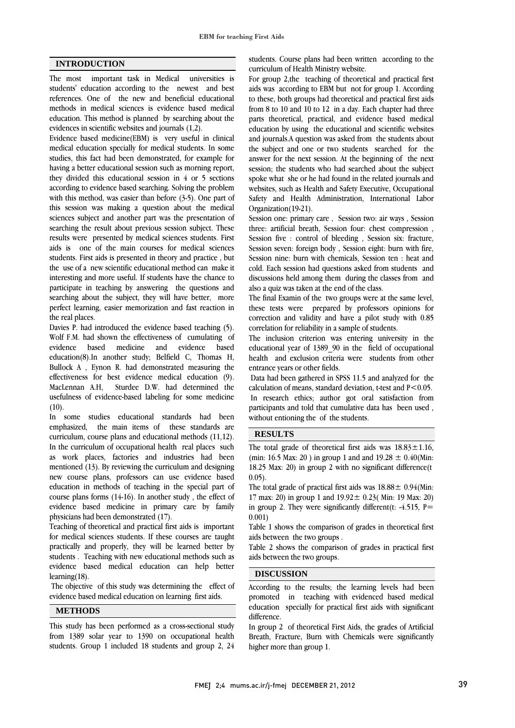## INTRODUCTION

The most important task in Medical universities is students' education according to the newest and best references. One of the new and beneficial educational methods in medical sciences is evidence based medical education. This method is planned by searching about the evidences in scientific websites and journals (1,2).

Evidence based medicine(EBM) is very useful in clinical medical education specially for medical students. In some studies, this fact had been demonstrated, for example for having a better educational session such as morning report, they divided this educational session in 4 or 5 sections according to evidence based searching. Solving the problem with this method, was easier than before (3-5). One part of this session was making a question about the medical sciences subject and another part was the presentation of searching the result about previous session subject. These results were presented by medical sciences students. First aids is one of the main courses for medical sciences students. First aids is presented in theory and practice , but the use of a new scientific educational method can make it interesting and more useful. If students have the chance to participate in teaching by answering the questions and searching about the subject, they will have better, more perfect learning, easier memorization and fast reaction in the real places.

Davies P. had introduced the evidence based teaching (5). Wolf F.M. had shown the effectiveness of cumulating of evidence based medicine and evidence based education(8).In another study; Belfield C, Thomas H, Bullock A , Eynon R. had demonstrated measuring the effectiveness for best evidence medical education (9). MacLennan A.H, Sturdee D.W. had determined the usefulness of evidence-based labeling for some medicine (10).

In some studies educational standards had been emphasized, the main items of these standards are curriculum, course plans and educational methods (11,12). In the curriculum of occupational health real places such as work places, factories and industries had been mentioned (13). By reviewing the curriculum and designing new course plans, professors can use evidence based education in methods of teaching in the special part of course plans forms (14-16). In another study , the effect of evidence based medicine in primary care by family physicians had been demonstrated (17).

Teaching of theoretical and practical first aids is important for medical sciences students. If these courses are taught practically and properly, they will be learned better by students . Teaching with new educational methods such as evidence based medical education can help better learning(18).

The objective of this study was determining the effect of evidence based medical education on learning first aids.

## METHODS

This study has been performed as a cross-sectional study from 1389 solar year to 1390 on occupational health students. Group 1 included 18 students and group 2, 24 students. Course plans had been written according to the curriculum of Health Ministry website.

For group 2,the teaching of theoretical and practical first aids was according to EBM but not for group 1. According to these, both groups had theoretical and practical first aids from 8 to 10 and 10 to 12 in a day. Each chapter had three parts theoretical, practical, and evidence based medical education by using the educational and scientific websites and journals.A question was asked from the students about the subject and one or two students searched for the answer for the next session. At the beginning of the next session; the students who had searched about the subject spoke what she or he had found in the related journals and websites, such as Health and Safety Executive, Occupational Safety and Health Administration, International Labor Organization(19-21).

Session one: primary care , Session two: air ways , Session three: artificial breath, Session four: chest compression , Session five : control of bleeding , Session six: fracture, Session seven: foreign body , Session eight: burn with fire, Session nine: burn with chemicals, Session ten : heat and cold. Each session had questions asked from students and discussions held among them during the classes from and also a quiz was taken at the end of the class.

The final Examin of the two groups were at the same level, these tests were prepared by professors opinions for correction and validity and have a pilot study with 0.85 correlation for reliability in a sample of students.

The inclusion criterion was entering university in the educational year of 1389_90 in the field of occupational health and exclusion criteria were students from other entrance years or other fields.

Data had been gathered in SPSS 11.5 and analyzed for the calculation of means, standard deviation, t-test and $P<0.05$.

In research ethics; author got oral satisfaction from participants and told that cumulative data has been used , without entioning the of the students.

## RESULTS

The total grade of theoretical first aids was $18.83\pm1.16$, (min: 16.5 Max: 20 ) in group 1 and and $19.28 \pm 0.40$(Min: 18.25 Max: 20) in group 2 with no significant difference(t 0.05).

The total grade of practical first aids was $18.88\pm 0.94$(Min: 17 max: 20) in group 1 and $19.92\pm 0.23$( Min: 19 Max: 20) in group 2. They were significantly different(t: -4.515, P= 0.001)

Table 1 shows the comparison of grades in theoretical first aids between the two groups .

Table 2 shows the comparison of grades in practical first aids between the two groups.

## DISCUSSION

According to the results; the learning levels had been promoted in teaching with evidenced based medical education specially for practical first aids with significant difference.

In group 2 of theoretical First Aids, the grades of Artificial Breath, Fracture, Burn with Chemicals were significantly higher more than group 1.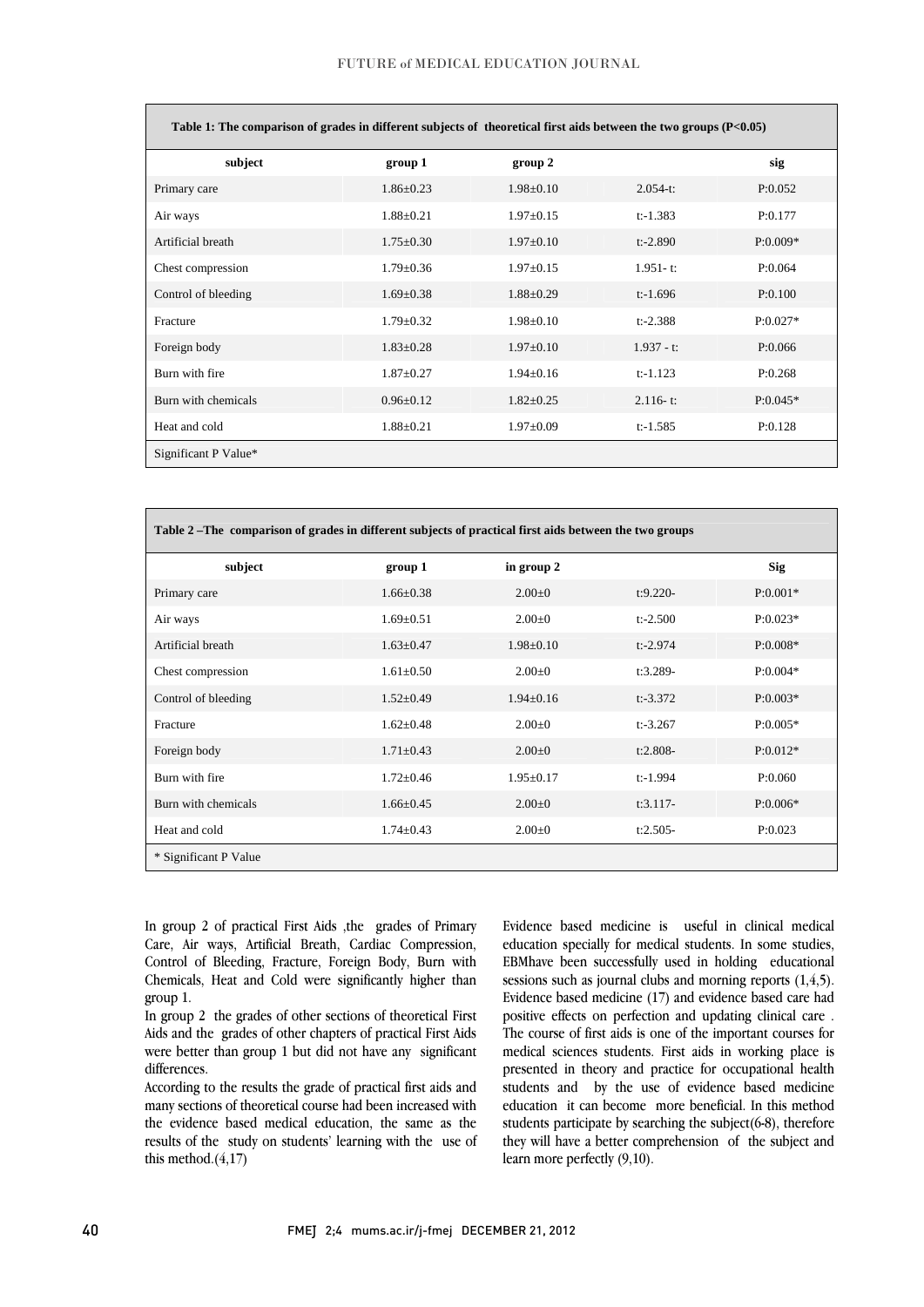| Table 1: The comparison of grades in different subjects of theoretical first aids between the two groups (P<0.05) | | | | |
|---|---|---|---|---|
| subject | group 1 | group 2 | | sig |
| Primary care | 1.86±0.23 | 1.98±0.10 | 2.054-t: | P:0.052 |
| Air ways | 1.88±0.21 | 1.97±0.15 | t:-1.383 | P:0.177 |
| Artificial breath | 1.75±0.30 | 1.97±0.10 | t:-2.890 | P:0.009* |
| Chest compression | 1.79±0.36 | 1.97±0.15 | 1.951- t: | P:0.064 |
| Control of bleeding | 1.69±0.38 | 1.88±0.29 | t:-1.696 | P:0.100 |
| Fracture | 1.79±0.32 | 1.98±0.10 | t:-2.388 | P:0.027* |
| Foreign body | 1.83±0.28 | 1.97±0.10 | 1.937 - t: | P:0.066 |
| Burn with fire | 1.87±0.27 | 1.94±0.16 | t:-1.123 | P:0.268 |
| Burn with chemicals | 0.96±0.12 | 1.82±0.25 | 2.116- t: | P:0.045* |
| Heat and cold | 1.88±0.21 | 1.97±0.09 | t:-1.585 | P:0.128 |
| Significant P Value* | | | | |

| Table 2 –The comparison of grades in different subjects of practical first aids between the two groups | | | | |
|---|---|---|---|---|
| subject | group 1 | in group 2 | | Sig |
| Primary care | 1.66±0.38 | 2.00±0 | t:9.220- | P:0.001* |
| Air ways | 1.69±0.51 | 2.00±0 | t:-2.500 | P:0.023* |
| Artificial breath | 1.63±0.47 | 1.98±0.10 | t:-2.974 | P:0.008* |
| Chest compression | 1.61±0.50 | 2.00±0 | t:3.289- | P:0.004* |
| Control of bleeding | 1.52±0.49 | 1.94±0.16 | t:-3.372 | P:0.003* |
| Fracture | 1.62±0.48 | 2.00±0 | t:-3.267 | P:0.005* |
| Foreign body | 1.71±0.43 | 2.00±0 | t:2.808- | P:0.012* |
| Burn with fire | 1.72±0.46 | 1.95±0.17 | t:-1.994 | P:0.060 |
| Burn with chemicals | 1.66±0.45 | 2.00±0 | t:3.117- | P:0.006* |
| Heat and cold | 1.74±0.43 | 2.00±0 | t:2.505- | P:0.023 |
| * Significant P Value | | | | |

In group 2 of practical First Aids ,the grades of Primary Care, Air ways, Artificial Breath, Cardiac Compression, Control of Bleeding, Fracture, Foreign Body, Burn with Chemicals, Heat and Cold were significantly higher than group 1.

In group 2 the grades of other sections of theoretical First Aids and the grades of other chapters of practical First Aids were better than group 1 but did not have any significant differences.

According to the results the grade of practical first aids and many sections of theoretical course had been increased with the evidence based medical education, the same as the results of the study on students' learning with the use of this method.(4,17)

Evidence based medicine is useful in clinical medical education specially for medical students. In some studies, EBMhave been successfully used in holding educational sessions such as journal clubs and morning reports (1,4,5). Evidence based medicine (17) and evidence based care had positive effects on perfection and updating clinical care . The course of first aids is one of the important courses for medical sciences students. First aids in working place is presented in theory and practice for occupational health students and by the use of evidence based medicine education it can become more beneficial. In this method students participate by searching the subject(6-8), therefore they will have a better comprehension of the subject and learn more perfectly (9,10).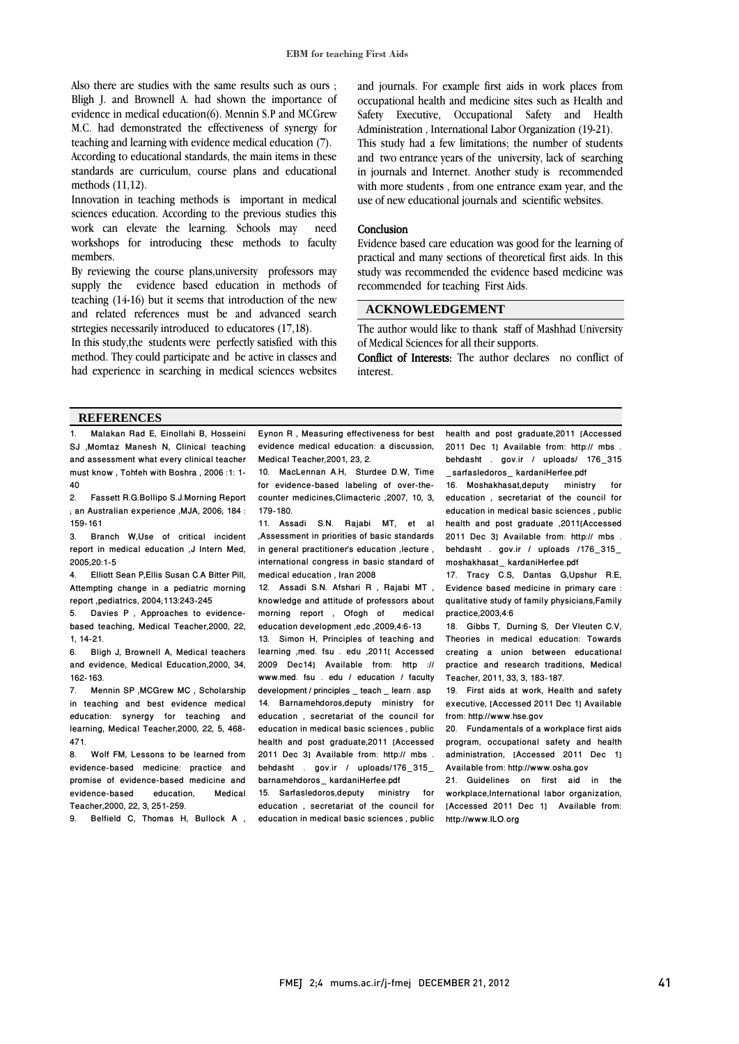Also there are studies with the same results such as ours ; Bligh J. and Brownell A. had shown the importance of evidence in medical education(6). Mennin S.P and MCGrew M.C. had demonstrated the effectiveness of synergy for teaching and learning with evidence medical education (7).

According to educational standards, the main items in these standards are curriculum, course plans and educational methods (11,12).

Innovation in teaching methods is important in medical sciences education. According to the previous studies this work can elevate the learning. Schools may need workshops for introducing these methods to faculty members.

By reviewing the course plans,university professors may supply the evidence based education in methods of teaching (14-16) but it seems that introduction of the new and related references must be and advanced search strtegies necessarily introduced to educatores (17,18).

In this study,the students were perfectly satisfied with this method. They could participate and be active in classes and had experience in searching in medical sciences websites and journals. For example first aids in work places from occupational health and medicine sites such as Health and Safety Executive, Occupational Safety and Health Administration , International Labor Organization (19-21).

This study had a few limitations; the number of students and two entrance years of the university, lack of searching in journals and Internet. Another study is recommended with more students , from one entrance exam year, and the use of new educational journals and scientific websites.

## Conclusion

Evidence based care education was good for the learning of practical and many sections of theoretical first aids. In this study was recommended the evidence based medicine was recommended for teaching First Aids.

## ACKNOWLEDGEMENT

The author would like to thank staff of Mashhad University of Medical Sciences for all their supports.

**Conflict of Interests:** The author declares no conflict of interest.

## REFERENCES

1. Malakan Rad E, Einollahi B, Hosseini SJ ,Momtaz Manesh N, Clinical teaching and assessment what every clinical teacher must know , Tohfeh with Boshra , 2006 :1: 1-40
2. Fassett R.G.Bollipo S.J.Morning Report ; an Australian experience ,MJA, 2006; 184 : 159-161
3. Branch W,Use of critical incident report in medical education ,J Intern Med, 2005;20:1-5
4. Elliott Sean P,Ellis Susan C.A Bitter Pill, Attempting change in a pediatric morning report ,pediatrics, 2004;113:243-245
5. Davies P , Approaches to evidence-based teaching, Medical Teacher,2000, 22, 1, 14-21.
6. Bligh J, Brownell A, Medical teachers and evidence, Medical Education,2000, 34, 162-163.
7. Mennin SP ,MCGrew MC , Scholarship in teaching and best evidence medical education: synergy for teaching and learning, Medical Teacher,2000, 22, 5, 468-471.
8. Wolf FM, Lessons to be learned from evidence-based medicine: practice and promise of evidence-based medicine and evidence-based education, Medical Teacher,2000, 22, 3, 251-259.
9. Belfield C, Thomas H, Bullock A , Eynon R , Measuring effectiveness for best evidence medical education: a discussion, Medical Teacher,2001, 23, 2.
10. MacLennan A.H, Sturdee D.W, Time for evidence-based labeling of over-the-counter medicines,Climacteric ,2007, 10, 3, 179-180.
11. Assadi S.N. Rajabi MT, et al ,Assessment in priorities of basic standards in general practitioner's education ,lecture , international congress in basic standard of medical education , Iran 2008
12. Assadi S.N. Afshari R , Rajabi MT , knowledge and attitude of professors about morning report , Ofogh of medical education development ,edc ,2009;4:6-13
13. Simon H, Principles of teaching and learning ,med. fsu . edu ,2011[ Accessed 2009 Dec14] Available from: http :// www.med. fsu . edu / education / faculty development / principles _ teach _ learn . asp
14. Barnamehdoros,deputy ministry for education , secretariat of the council for education in medical basic sciences , public health and post graduate,2011 [Accessed 2011 Dec 3] Available from: http:// mbs . behdasht . gov.ir / uploads/176_315_ barnamehdoros_ kardaniHerfee.pdf
15. Sarfasledoros,deputy ministry for education , secretariat of the council for education in medical basic sciences , public health and post graduate,2011 [Accessed 2011 Dec 1] Available from: http:// mbs . behdasht . gov.ir / uploads/ 176_315 _sarfasledoros_ kardaniHerfee.pdf
16. Moshakhasat,deputy ministry for education , secretariat of the council for education in medical basic sciences , public health and post graduate ,2011[Accessed 2011 Dec 3] Available from: http:// mbs . behdasht . gov.ir / uploads /176_315_ moshakhasat_ kardaniHerfee.pdf
17. Tracy C.S, Dantas G,Upshur R.E, Evidence based medicine in primary care : qualitative study of family physicians,Family practice,2003;4:6
18. Gibbs T, Durning S, Der Vleuten C.V, Theories in medical education: Towards creating a union between educational practice and research traditions, Medical Teacher, 2011, 33, 3, 183-187.
19. First aids at work, Health and safety executive, [Accessed 2011 Dec 1] Available from: http://www.hse.gov
20. Fundamentals of a workplace first aids program, occupational safety and health administration, [Accessed 2011 Dec 1] Available from: http://www.osha.gov
21. Guidelines on first aid in the workplace,International labor organization, [Accessed 2011 Dec 1] Available from: http://www.ILO.org